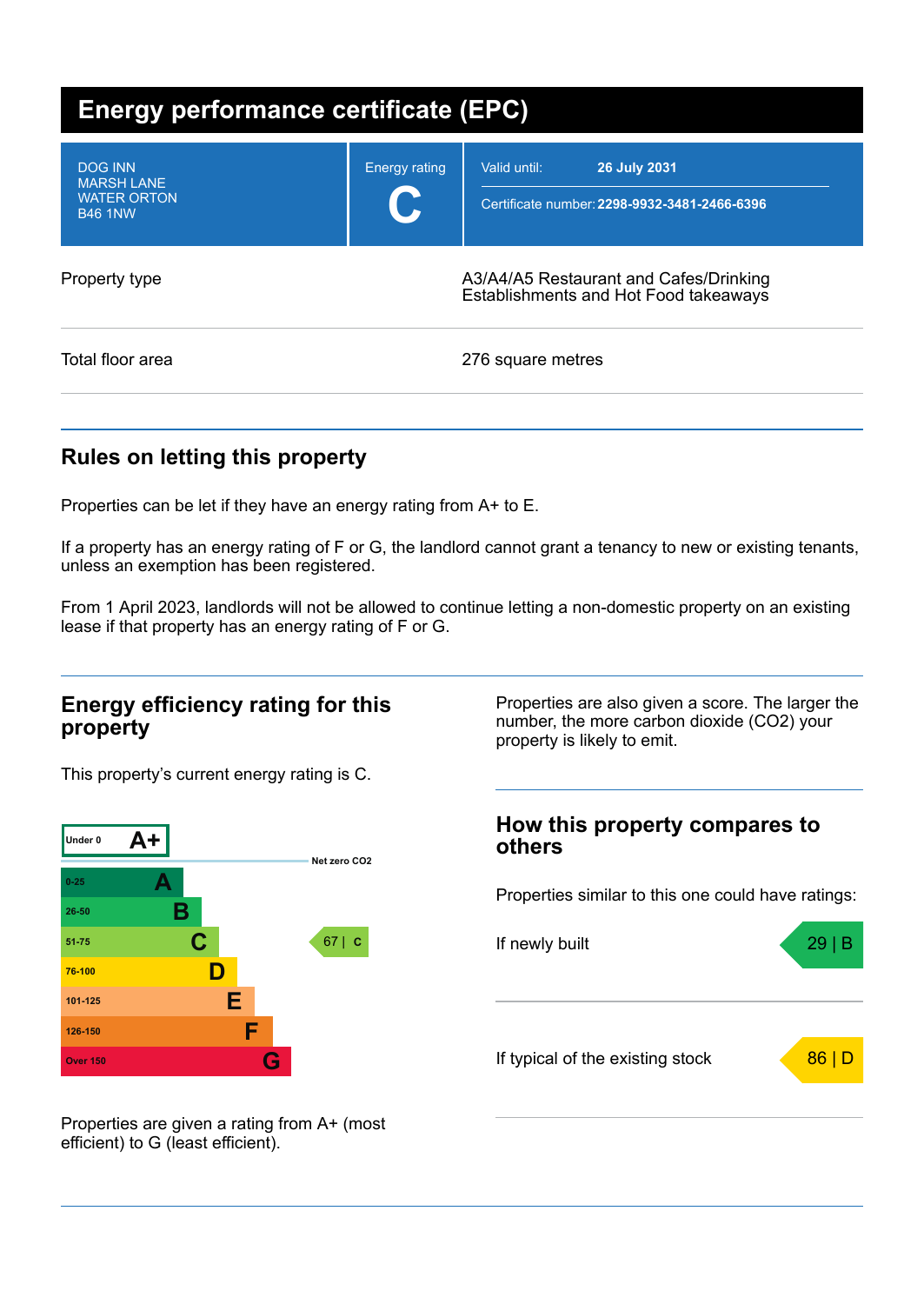# Energy performance certificate (EPC)

| | | |
|---|---|---|
| DOG INN<br>MARSH LANE<br>WATER ORTON<br>B46 1NW | Energy rating<br>**C** | Valid until: **26 July 2031**<br>Certificate number: **2298-9932-3481-2466-6396** |

| | |
|---|---|
| Property type | A3/A4/A5 Restaurant and Cafes/Drinking Establishments and Hot Food takeaways |
| Total floor area | 276 square metres |

## Rules on letting this property

Properties can be let if they have an energy rating from A+ to E.

If a property has an energy rating of F or G, the landlord cannot grant a tenancy to new or existing tenants, unless an exemption has been registered.

From 1 April 2023, landlords will not be allowed to continue letting a non-domestic property on an existing lease if that property has an energy rating of F or G.

## Energy efficiency rating for this property

This property's current energy rating is C.

| Score | Rating |
|---|---|
| Under 0 | A+ |
| 0-25 | A |
| 26-50 | B |
| 51-75 | C |
| 76-100 | D |
| 101-125 | E |
| 126-150 | F |
| Over 150 | G |

Net zero $CO_2$

Current: 67 | C

Properties are given a rating from A+ (most efficient) to G (least efficient).

Properties are also given a score. The larger the number, the more carbon dioxide ($CO_2$) your property is likely to emit.

## How this property compares to others

Properties similar to this one could have ratings:

| | |
|---|---|
| If newly built | 29 \| B |
| If typical of the existing stock | 86 \| D |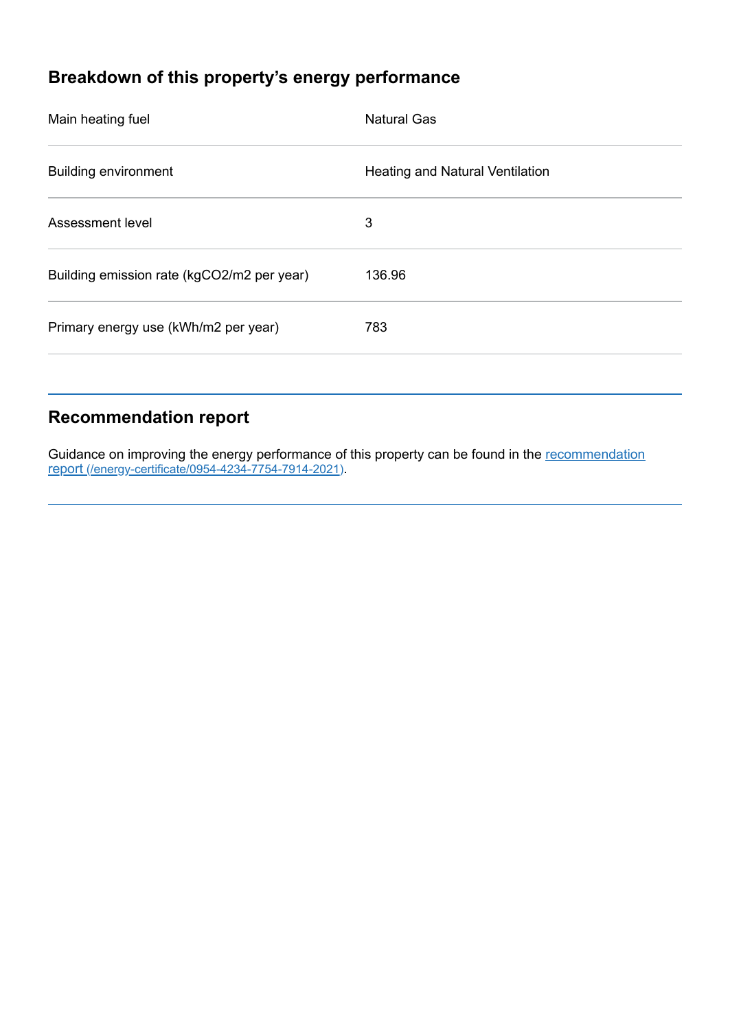## Breakdown of this property's energy performance

| | |
|---|---|
| Main heating fuel | Natural Gas |
| Building environment | Heating and Natural Ventilation |
| Assessment level | 3 |
| Building emission rate (kgCO2/m2 per year) | 136.96 |
| Primary energy use (kWh/m2 per year) | 783 |

## Recommendation report

Guidance on improving the energy performance of this property can be found in the [recommendation report (/energy-certificate/0954-4234-7754-7914-2021)](/energy-certificate/0954-4234-7754-7914-2021).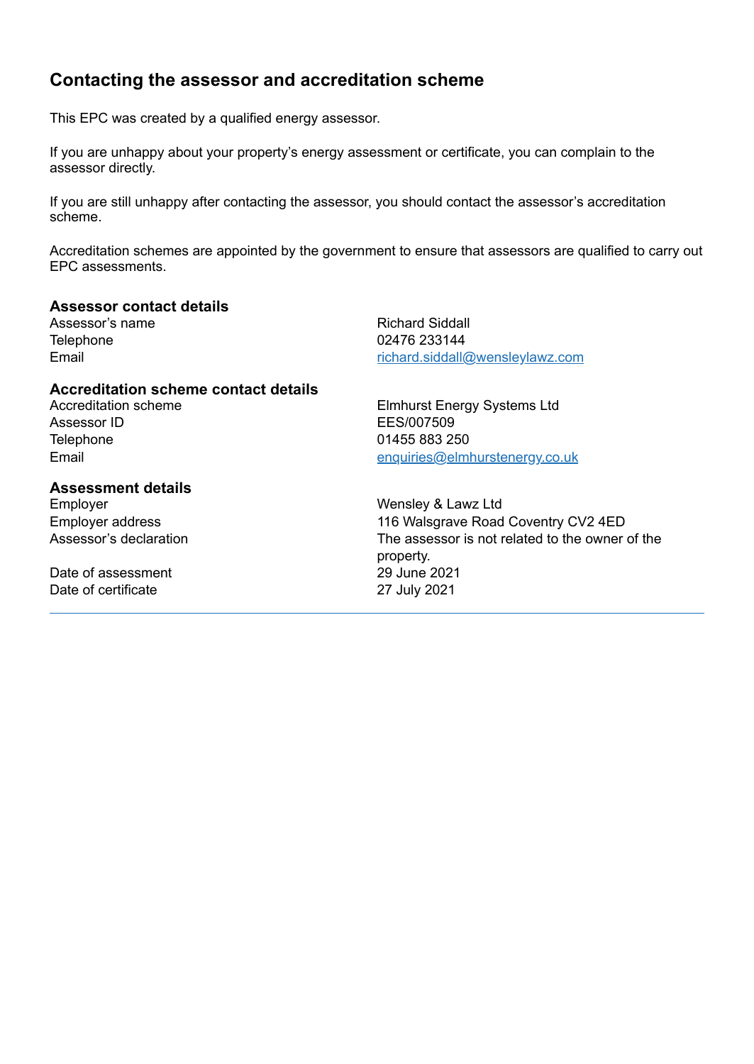## Contacting the assessor and accreditation scheme

This EPC was created by a qualified energy assessor.

If you are unhappy about your property's energy assessment or certificate, you can complain to the assessor directly.

If you are still unhappy after contacting the assessor, you should contact the assessor's accreditation scheme.

Accreditation schemes are appointed by the government to ensure that assessors are qualified to carry out EPC assessments.

### Assessor contact details

| | |
|---|---|
| Assessor's name | Richard Siddall |
| Telephone | 02476 233144 |
| Email | richard.siddall@wensleylawz.com |

### Accreditation scheme contact details

| | |
|---|---|
| Accreditation scheme | Elmhurst Energy Systems Ltd |
| Assessor ID | EES/007509 |
| Telephone | 01455 883 250 |
| Email | enquiries@elmhurstenergy.co.uk |

### Assessment details

| | |
|---|---|
| Employer | Wensley & Lawz Ltd |
| Employer address | 116 Walsgrave Road Coventry CV2 4ED |
| Assessor's declaration | The assessor is not related to the owner of the property. |
| Date of assessment | 29 June 2021 |
| Date of certificate | 27 July 2021 |